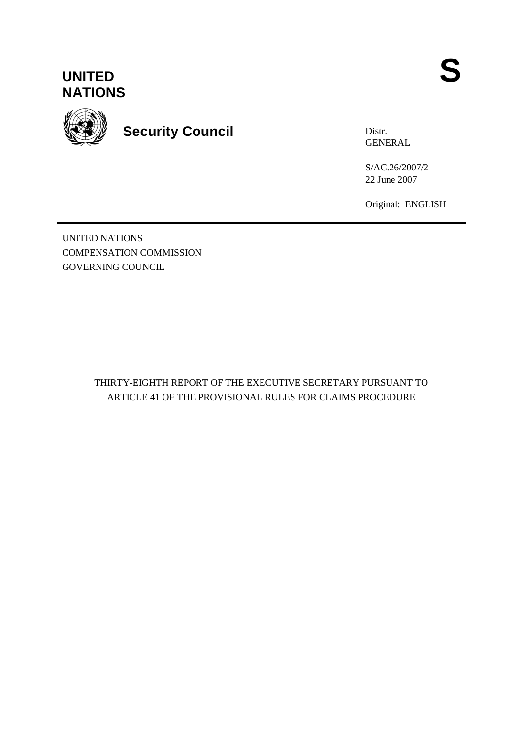UNITED NATIONS

# S

**Security Council**

Distr.
GENERAL

S/AC.26/2007/2
22 June 2007

Original: ENGLISH

UNITED NATIONS
COMPENSATION COMMISSION
GOVERNING COUNCIL

## THIRTY-EIGHTH REPORT OF THE EXECUTIVE SECRETARY PURSUANT TO ARTICLE 41 OF THE PROVISIONAL RULES FOR CLAIMS PROCEDURE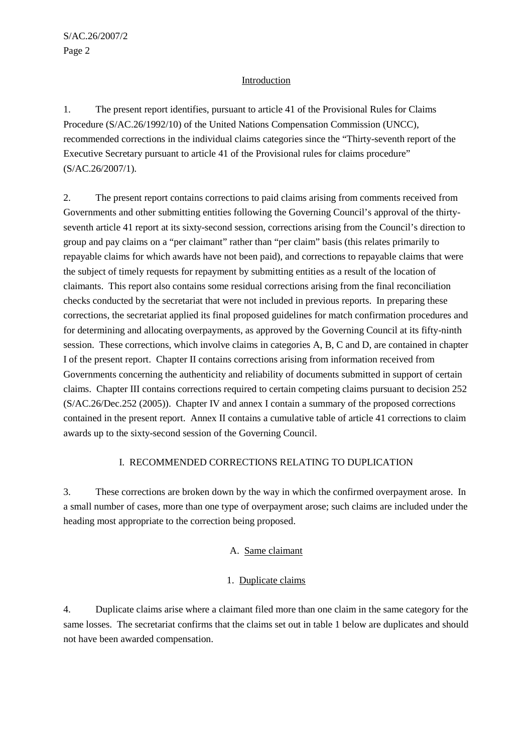## Introduction

1. The present report identifies, pursuant to article 41 of the Provisional Rules for Claims Procedure (S/AC.26/1992/10) of the United Nations Compensation Commission (UNCC), recommended corrections in the individual claims categories since the "Thirty-seventh report of the Executive Secretary pursuant to article 41 of the Provisional rules for claims procedure" (S/AC.26/2007/1).

2. The present report contains corrections to paid claims arising from comments received from Governments and other submitting entities following the Governing Council's approval of the thirty-seventh article 41 report at its sixty-second session, corrections arising from the Council's direction to group and pay claims on a "per claimant" rather than "per claim" basis (this relates primarily to repayable claims for which awards have not been paid), and corrections to repayable claims that were the subject of timely requests for repayment by submitting entities as a result of the location of claimants. This report also contains some residual corrections arising from the final reconciliation checks conducted by the secretariat that were not included in previous reports. In preparing these corrections, the secretariat applied its final proposed guidelines for match confirmation procedures and for determining and allocating overpayments, as approved by the Governing Council at its fifty-ninth session. These corrections, which involve claims in categories A, B, C and D, are contained in chapter I of the present report. Chapter II contains corrections arising from information received from Governments concerning the authenticity and reliability of documents submitted in support of certain claims. Chapter III contains corrections required to certain competing claims pursuant to decision 252 (S/AC.26/Dec.252 (2005)). Chapter IV and annex I contain a summary of the proposed corrections contained in the present report. Annex II contains a cumulative table of article 41 corrections to claim awards up to the sixty-second session of the Governing Council.

## I. RECOMMENDED CORRECTIONS RELATING TO DUPLICATION

3. These corrections are broken down by the way in which the confirmed overpayment arose. In a small number of cases, more than one type of overpayment arose; such claims are included under the heading most appropriate to the correction being proposed.

### A. Same claimant

#### 1. Duplicate claims

4. Duplicate claims arise where a claimant filed more than one claim in the same category for the same losses. The secretariat confirms that the claims set out in table 1 below are duplicates and should not have been awarded compensation.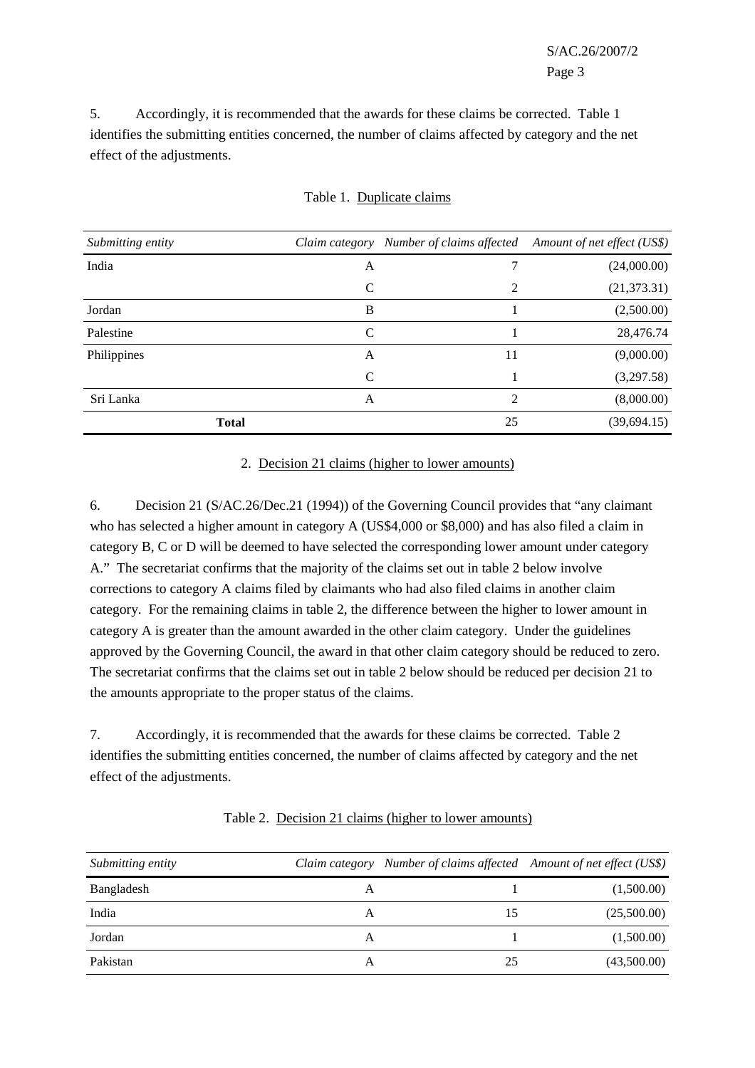5. Accordingly, it is recommended that the awards for these claims be corrected. Table 1 identifies the submitting entities concerned, the number of claims affected by category and the net effect of the adjustments.

Table 1. Duplicate claims

| *Submitting entity* | *Claim category* | *Number of claims affected* | *Amount of net effect (US$)* |
|---|---|---|---|
| India | A | 7 | (24,000.00) |
| | C | 2 | (21,373.31) |
| Jordan | B | 1 | (2,500.00) |
| Palestine | C | 1 | 28,476.74 |
| Philippines | A | 11 | (9,000.00) |
| | C | 1 | (3,297.58) |
| Sri Lanka | A | 2 | (8,000.00) |
| **Total** | | 25 | (39,694.15) |

2. Decision 21 claims (higher to lower amounts)

6. Decision 21 (S/AC.26/Dec.21 (1994)) of the Governing Council provides that "any claimant who has selected a higher amount in category A (US$4,000 or $8,000) and has also filed a claim in category B, C or D will be deemed to have selected the corresponding lower amount under category A." The secretariat confirms that the majority of the claims set out in table 2 below involve corrections to category A claims filed by claimants who had also filed claims in another claim category. For the remaining claims in table 2, the difference between the higher to lower amount in category A is greater than the amount awarded in the other claim category. Under the guidelines approved by the Governing Council, the award in that other claim category should be reduced to zero. The secretariat confirms that the claims set out in table 2 below should be reduced per decision 21 to the amounts appropriate to the proper status of the claims.

7. Accordingly, it is recommended that the awards for these claims be corrected. Table 2 identifies the submitting entities concerned, the number of claims affected by category and the net effect of the adjustments.

Table 2. Decision 21 claims (higher to lower amounts)

| *Submitting entity* | *Claim category* | *Number of claims affected* | *Amount of net effect (US$)* |
|---|---|---|---|
| Bangladesh | A | 1 | (1,500.00) |
| India | A | 15 | (25,500.00) |
| Jordan | A | 1 | (1,500.00) |
| Pakistan | A | 25 | (43,500.00) |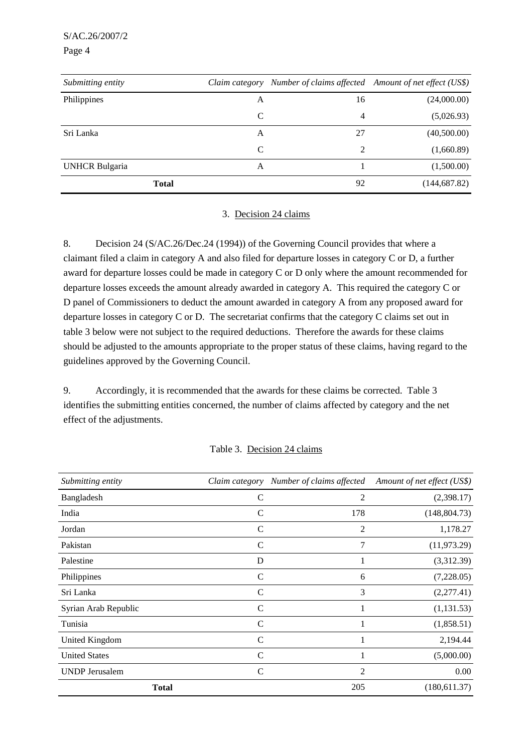| *Submitting entity* | *Claim category* | *Number of claims affected* | *Amount of net effect (US$)* |
|---|---|---|---|
| Philippines | A | 16 | (24,000.00) |
| | C | 4 | (5,026.93) |
| Sri Lanka | A | 27 | (40,500.00) |
| | C | 2 | (1,660.89) |
| UNHCR Bulgaria | A | 1 | (1,500.00) |
| **Total** | | 92 | (144,687.82) |

### 3. Decision 24 claims

8. Decision 24 (S/AC.26/Dec.24 (1994)) of the Governing Council provides that where a claimant filed a claim in category A and also filed for departure losses in category C or D, a further award for departure losses could be made in category C or D only where the amount recommended for departure losses exceeds the amount already awarded in category A. This required the category C or D panel of Commissioners to deduct the amount awarded in category A from any proposed award for departure losses in category C or D. The secretariat confirms that the category C claims set out in table 3 below were not subject to the required deductions. Therefore the awards for these claims should be adjusted to the amounts appropriate to the proper status of these claims, having regard to the guidelines approved by the Governing Council.

9. Accordingly, it is recommended that the awards for these claims be corrected. Table 3 identifies the submitting entities concerned, the number of claims affected by category and the net effect of the adjustments.

Table 3. Decision 24 claims

| *Submitting entity* | *Claim category* | *Number of claims affected* | *Amount of net effect (US$)* |
|---|---|---|---|
| Bangladesh | C | 2 | (2,398.17) |
| India | C | 178 | (148,804.73) |
| Jordan | C | 2 | 1,178.27 |
| Pakistan | C | 7 | (11,973.29) |
| Palestine | D | 1 | (3,312.39) |
| Philippines | C | 6 | (7,228.05) |
| Sri Lanka | C | 3 | (2,277.41) |
| Syrian Arab Republic | C | 1 | (1,131.53) |
| Tunisia | C | 1 | (1,858.51) |
| United Kingdom | C | 1 | 2,194.44 |
| United States | C | 1 | (5,000.00) |
| UNDP Jerusalem | C | 2 | 0.00 |
| **Total** | | 205 | (180,611.37) |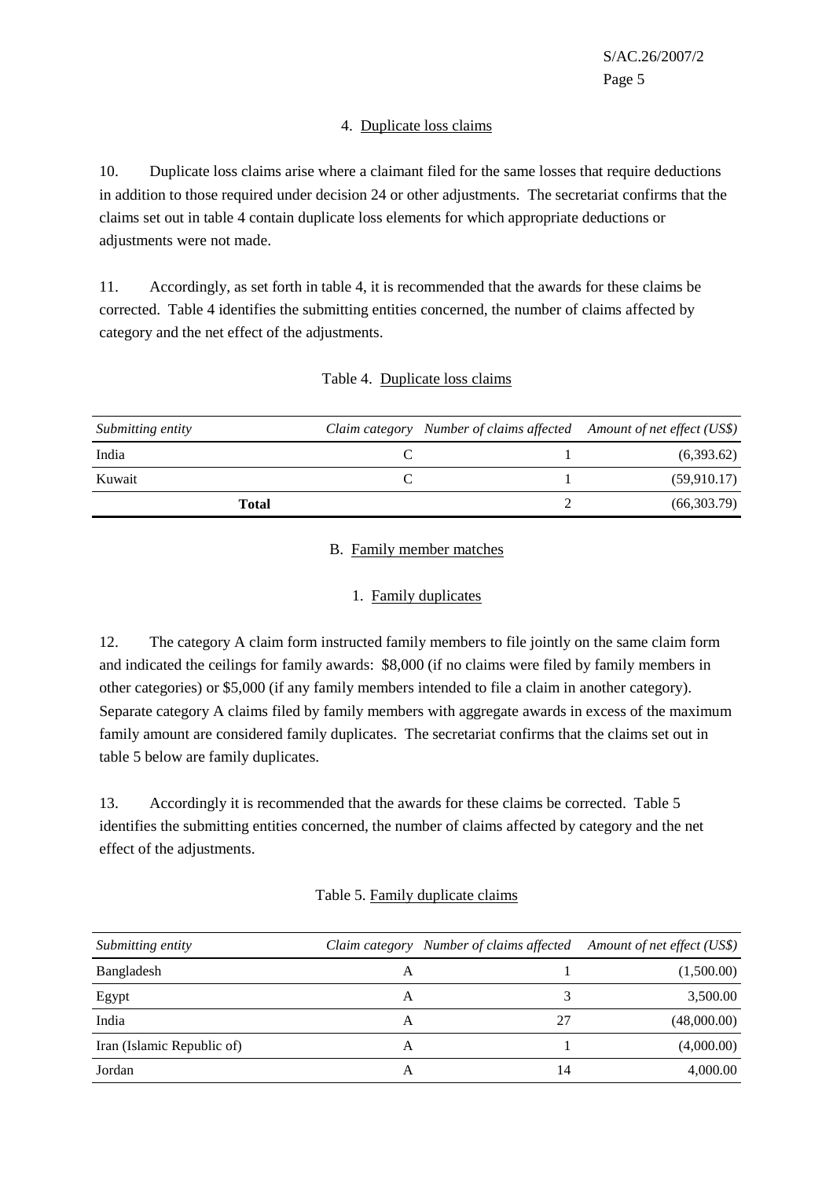#### 4. Duplicate loss claims

10. Duplicate loss claims arise where a claimant filed for the same losses that require deductions in addition to those required under decision 24 or other adjustments. The secretariat confirms that the claims set out in table 4 contain duplicate loss elements for which appropriate deductions or adjustments were not made.

11. Accordingly, as set forth in table 4, it is recommended that the awards for these claims be corrected. Table 4 identifies the submitting entities concerned, the number of claims affected by category and the net effect of the adjustments.

Table 4. Duplicate loss claims

| *Submitting entity* | *Claim category* | *Number of claims affected* | *Amount of net effect (US$)* |
|---|---|---|---|
| India | C | 1 | (6,393.62) |
| Kuwait | C | 1 | (59,910.17) |
| **Total** | | 2 | (66,303.79) |

### B. Family member matches

#### 1. Family duplicates

12. The category A claim form instructed family members to file jointly on the same claim form and indicated the ceilings for family awards: $8,000 (if no claims were filed by family members in other categories) or $5,000 (if any family members intended to file a claim in another category). Separate category A claims filed by family members with aggregate awards in excess of the maximum family amount are considered family duplicates. The secretariat confirms that the claims set out in table 5 below are family duplicates.

13. Accordingly it is recommended that the awards for these claims be corrected. Table 5 identifies the submitting entities concerned, the number of claims affected by category and the net effect of the adjustments.

Table 5. Family duplicate claims

| *Submitting entity* | *Claim category* | *Number of claims affected* | *Amount of net effect (US$)* |
|---|---|---|---|
| Bangladesh | A | 1 | (1,500.00) |
| Egypt | A | 3 | 3,500.00 |
| India | A | 27 | (48,000.00) |
| Iran (Islamic Republic of) | A | 1 | (4,000.00) |
| Jordan | A | 14 | 4,000.00 |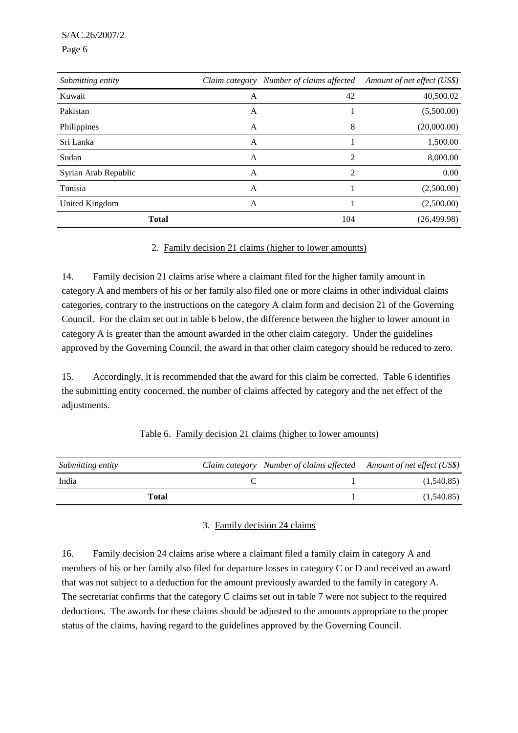| *Submitting entity* | *Claim category* | *Number of claims affected* | *Amount of net effect (US$)* |
|---|---|---|---|
| Kuwait | A | 42 | 40,500.02 |
| Pakistan | A | 1 | (5,500.00) |
| Philippines | A | 8 | (20,000.00) |
| Sri Lanka | A | 1 | 1,500.00 |
| Sudan | A | 2 | 8,000.00 |
| Syrian Arab Republic | A | 2 | 0.00 |
| Tunisia | A | 1 | (2,500.00) |
| United Kingdom | A | 1 | (2,500.00) |
| **Total** | | 104 | (26,499.98) |

### 2. Family decision 21 claims (higher to lower amounts)

14. Family decision 21 claims arise where a claimant filed for the higher family amount in category A and members of his or her family also filed one or more claims in other individual claims categories, contrary to the instructions on the category A claim form and decision 21 of the Governing Council. For the claim set out in table 6 below, the difference between the higher to lower amount in category A is greater than the amount awarded in the other claim category. Under the guidelines approved by the Governing Council, the award in that other claim category should be reduced to zero.

15. Accordingly, it is recommended that the award for this claim be corrected. Table 6 identifies the submitting entity concerned, the number of claims affected by category and the net effect of the adjustments.

Table 6. Family decision 21 claims (higher to lower amounts)

| *Submitting entity* | *Claim category* | *Number of claims affected* | *Amount of net effect (US$)* |
|---|---|---|---|
| India | C | 1 | (1,540.85) |
| **Total** | | 1 | (1,540.85) |

### 3. Family decision 24 claims

16. Family decision 24 claims arise where a claimant filed a family claim in category A and members of his or her family also filed for departure losses in category C or D and received an award that was not subject to a deduction for the amount previously awarded to the family in category A. The secretariat confirms that the category C claims set out in table 7 were not subject to the required deductions. The awards for these claims should be adjusted to the amounts appropriate to the proper status of the claims, having regard to the guidelines approved by the Governing Council.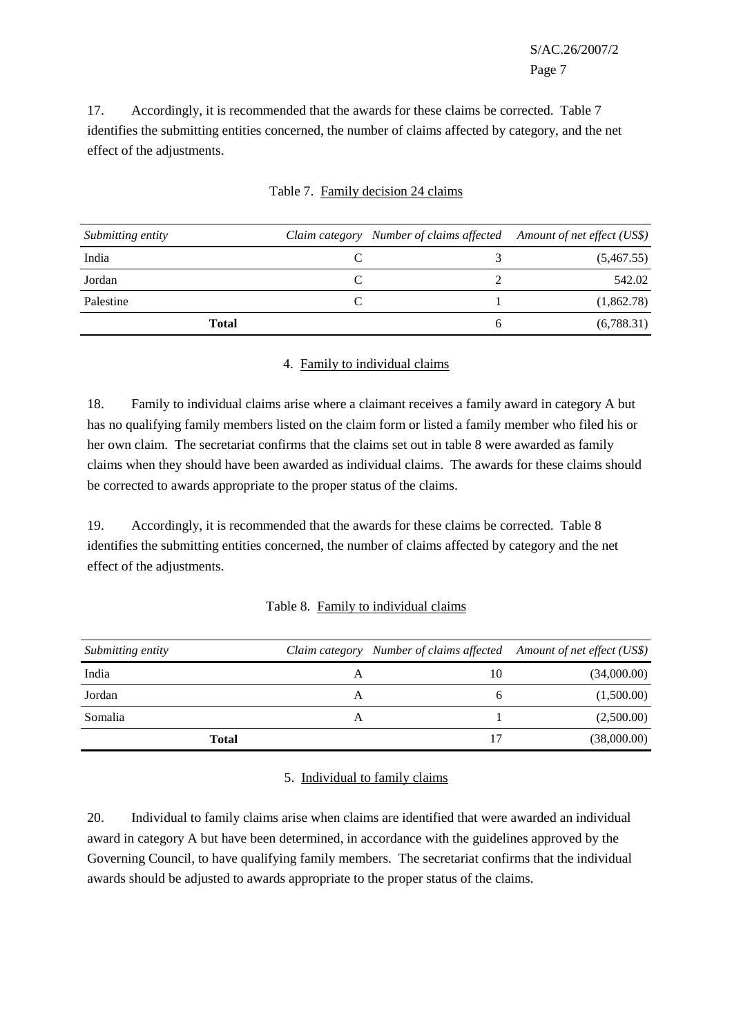17. Accordingly, it is recommended that the awards for these claims be corrected. Table 7 identifies the submitting entities concerned, the number of claims affected by category, and the net effect of the adjustments.

Table 7. Family decision 24 claims

| *Submitting entity* | *Claim category* | *Number of claims affected* | *Amount of net effect (US$)* |
|---|---|---|---|
| India | C | 3 | (5,467.55) |
| Jordan | C | 2 | 542.02 |
| Palestine | C | 1 | (1,862.78) |
| **Total** | | 6 | (6,788.31) |

### 4. Family to individual claims

18. Family to individual claims arise where a claimant receives a family award in category A but has no qualifying family members listed on the claim form or listed a family member who filed his or her own claim. The secretariat confirms that the claims set out in table 8 were awarded as family claims when they should have been awarded as individual claims. The awards for these claims should be corrected to awards appropriate to the proper status of the claims.

19. Accordingly, it is recommended that the awards for these claims be corrected. Table 8 identifies the submitting entities concerned, the number of claims affected by category and the net effect of the adjustments.

Table 8. Family to individual claims

| *Submitting entity* | *Claim category* | *Number of claims affected* | *Amount of net effect (US$)* |
|---|---|---|---|
| India | A | 10 | (34,000.00) |
| Jordan | A | 6 | (1,500.00) |
| Somalia | A | 1 | (2,500.00) |
| **Total** | | 17 | (38,000.00) |

### 5. Individual to family claims

20. Individual to family claims arise when claims are identified that were awarded an individual award in category A but have been determined, in accordance with the guidelines approved by the Governing Council, to have qualifying family members. The secretariat confirms that the individual awards should be adjusted to awards appropriate to the proper status of the claims.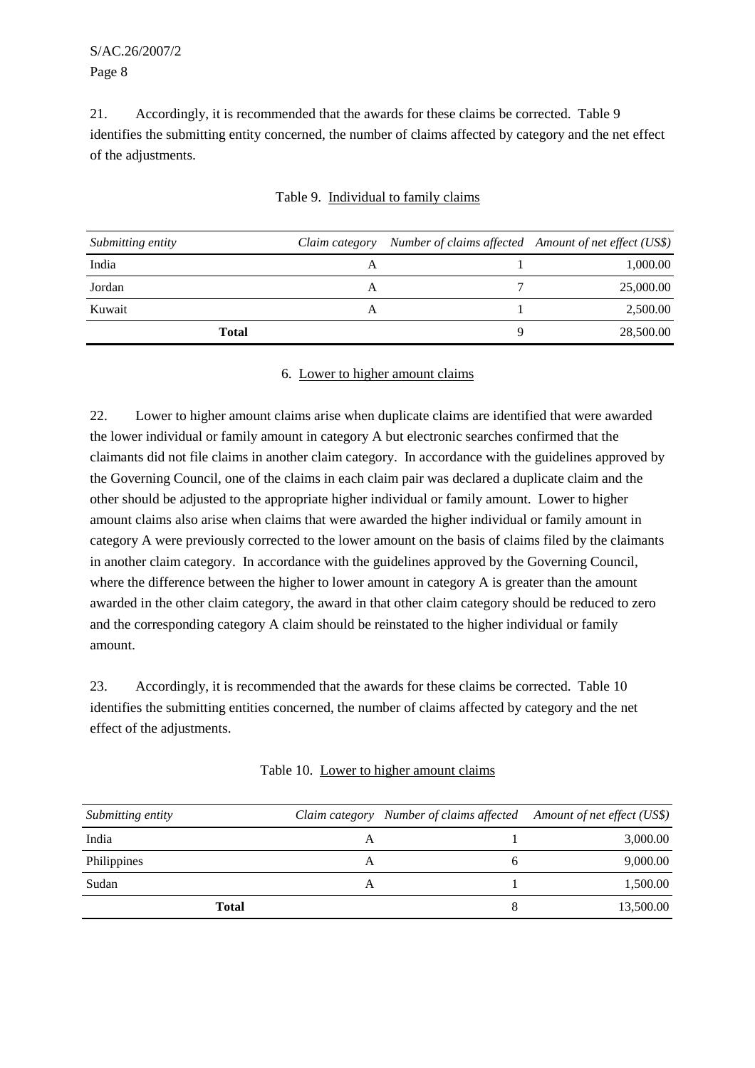21. Accordingly, it is recommended that the awards for these claims be corrected. Table 9 identifies the submitting entity concerned, the number of claims affected by category and the net effect of the adjustments.

Table 9. Individual to family claims

| *Submitting entity* | *Claim category* | *Number of claims affected* | *Amount of net effect (US$)* |
|---|---|---|---|
| India | A | 1 | 1,000.00 |
| Jordan | A | 7 | 25,000.00 |
| Kuwait | A | 1 | 2,500.00 |
| **Total** | | 9 | 28,500.00 |

6. Lower to higher amount claims

22. Lower to higher amount claims arise when duplicate claims are identified that were awarded the lower individual or family amount in category A but electronic searches confirmed that the claimants did not file claims in another claim category. In accordance with the guidelines approved by the Governing Council, one of the claims in each claim pair was declared a duplicate claim and the other should be adjusted to the appropriate higher individual or family amount. Lower to higher amount claims also arise when claims that were awarded the higher individual or family amount in category A were previously corrected to the lower amount on the basis of claims filed by the claimants in another claim category. In accordance with the guidelines approved by the Governing Council, where the difference between the higher to lower amount in category A is greater than the amount awarded in the other claim category, the award in that other claim category should be reduced to zero and the corresponding category A claim should be reinstated to the higher individual or family amount.

23. Accordingly, it is recommended that the awards for these claims be corrected. Table 10 identifies the submitting entities concerned, the number of claims affected by category and the net effect of the adjustments.

Table 10. Lower to higher amount claims

| *Submitting entity* | *Claim category* | *Number of claims affected* | *Amount of net effect (US$)* |
|---|---|---|---|
| India | A | 1 | 3,000.00 |
| Philippines | A | 6 | 9,000.00 |
| Sudan | A | 1 | 1,500.00 |
| **Total** | | 8 | 13,500.00 |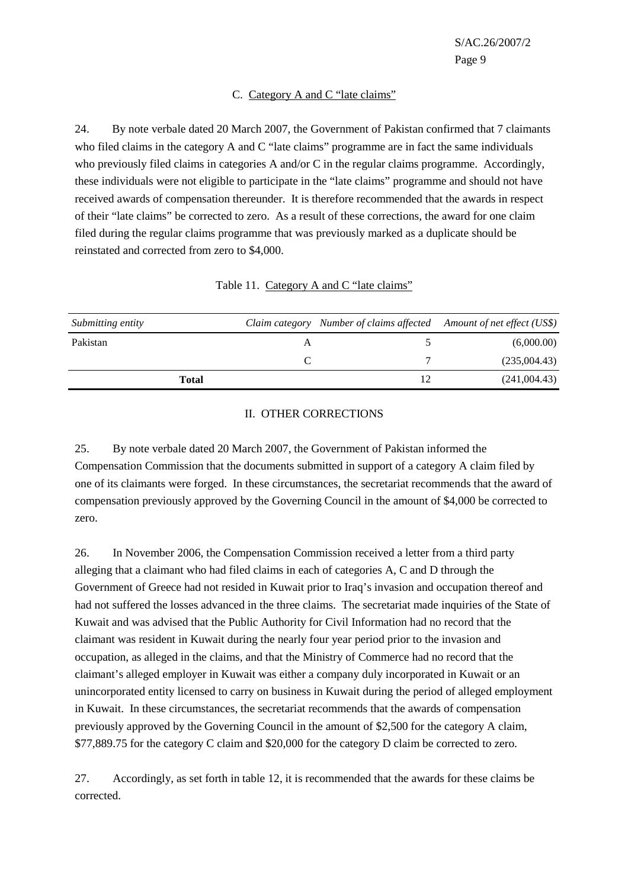### C. Category A and C "late claims"

24. By note verbale dated 20 March 2007, the Government of Pakistan confirmed that 7 claimants who filed claims in the category A and C "late claims" programme are in fact the same individuals who previously filed claims in categories A and/or C in the regular claims programme. Accordingly, these individuals were not eligible to participate in the "late claims" programme and should not have received awards of compensation thereunder. It is therefore recommended that the awards in respect of their "late claims" be corrected to zero. As a result of these corrections, the award for one claim filed during the regular claims programme that was previously marked as a duplicate should be reinstated and corrected from zero to $4,000.

Table 11. Category A and C "late claims"

| *Submitting entity* | *Claim category* | *Number of claims affected* | *Amount of net effect (US$)* |
|---|---|---|---|
| Pakistan | A | 5 | (6,000.00) |
| | C | 7 | (235,004.43) |
| **Total** | | 12 | (241,004.43) |

## II. OTHER CORRECTIONS

25. By note verbale dated 20 March 2007, the Government of Pakistan informed the Compensation Commission that the documents submitted in support of a category A claim filed by one of its claimants were forged. In these circumstances, the secretariat recommends that the award of compensation previously approved by the Governing Council in the amount of $4,000 be corrected to zero.

26. In November 2006, the Compensation Commission received a letter from a third party alleging that a claimant who had filed claims in each of categories A, C and D through the Government of Greece had not resided in Kuwait prior to Iraq's invasion and occupation thereof and had not suffered the losses advanced in the three claims. The secretariat made inquiries of the State of Kuwait and was advised that the Public Authority for Civil Information had no record that the claimant was resident in Kuwait during the nearly four year period prior to the invasion and occupation, as alleged in the claims, and that the Ministry of Commerce had no record that the claimant's alleged employer in Kuwait was either a company duly incorporated in Kuwait or an unincorporated entity licensed to carry on business in Kuwait during the period of alleged employment in Kuwait. In these circumstances, the secretariat recommends that the awards of compensation previously approved by the Governing Council in the amount of $2,500 for the category A claim, $77,889.75 for the category C claim and $20,000 for the category D claim be corrected to zero.

27. Accordingly, as set forth in table 12, it is recommended that the awards for these claims be corrected.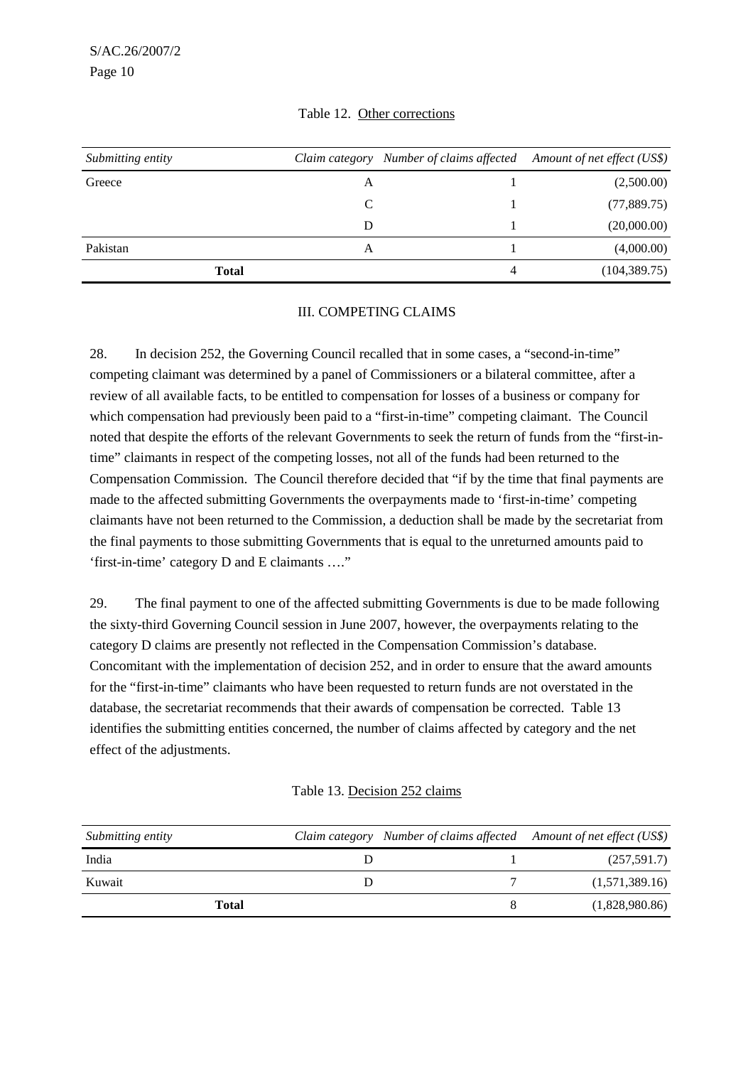Table 12. Other corrections

| *Submitting entity* | *Claim category* | *Number of claims affected* | *Amount of net effect (US$)* |
|---|---|---|---|
| Greece | A | 1 | (2,500.00) |
| | C | 1 | (77,889.75) |
| | D | 1 | (20,000.00) |
| Pakistan | A | 1 | (4,000.00) |
| **Total** | | 4 | (104,389.75) |

## III. COMPETING CLAIMS

28. In decision 252, the Governing Council recalled that in some cases, a "second-in-time" competing claimant was determined by a panel of Commissioners or a bilateral committee, after a review of all available facts, to be entitled to compensation for losses of a business or company for which compensation had previously been paid to a "first-in-time" competing claimant. The Council noted that despite the efforts of the relevant Governments to seek the return of funds from the "first-in-time" claimants in respect of the competing losses, not all of the funds had been returned to the Compensation Commission. The Council therefore decided that "if by the time that final payments are made to the affected submitting Governments the overpayments made to 'first-in-time' competing claimants have not been returned to the Commission, a deduction shall be made by the secretariat from the final payments to those submitting Governments that is equal to the unreturned amounts paid to 'first-in-time' category D and E claimants …."

29. The final payment to one of the affected submitting Governments is due to be made following the sixty-third Governing Council session in June 2007, however, the overpayments relating to the category D claims are presently not reflected in the Compensation Commission's database. Concomitant with the implementation of decision 252, and in order to ensure that the award amounts for the "first-in-time" claimants who have been requested to return funds are not overstated in the database, the secretariat recommends that their awards of compensation be corrected. Table 13 identifies the submitting entities concerned, the number of claims affected by category and the net effect of the adjustments.

Table 13. Decision 252 claims

| *Submitting entity* | *Claim category* | *Number of claims affected* | *Amount of net effect (US$)* |
|---|---|---|---|
| India | D | 1 | (257,591.7) |
| Kuwait | D | 7 | (1,571,389.16) |
| **Total** | | 8 | (1,828,980.86) |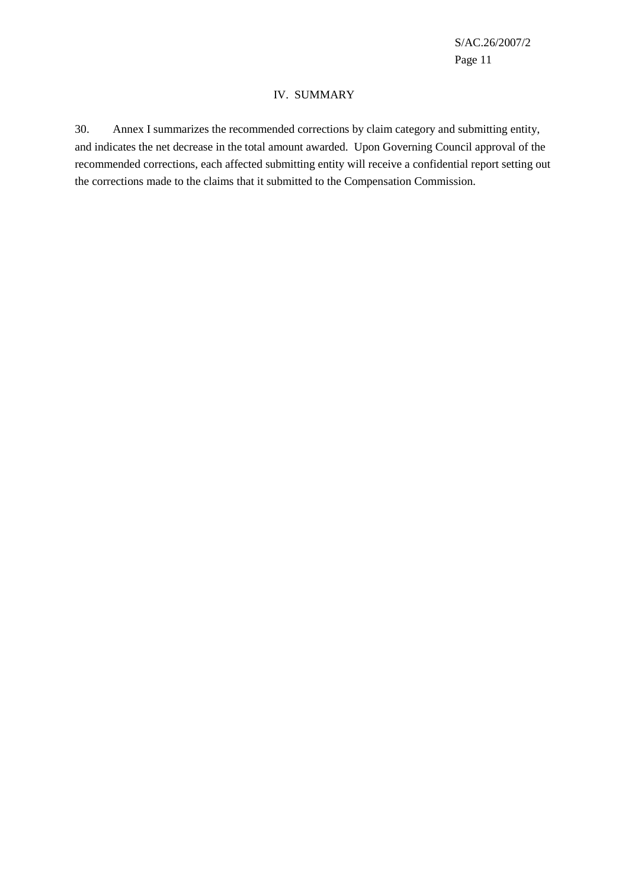## IV. SUMMARY

30. Annex I summarizes the recommended corrections by claim category and submitting entity, and indicates the net decrease in the total amount awarded. Upon Governing Council approval of the recommended corrections, each affected submitting entity will receive a confidential report setting out the corrections made to the claims that it submitted to the Compensation Commission.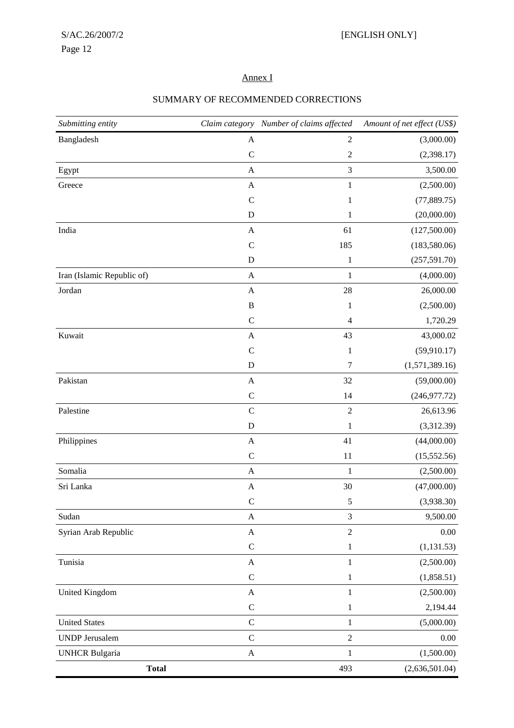## Annex I

### SUMMARY OF RECOMMENDED CORRECTIONS

| *Submitting entity* | *Claim category* | *Number of claims affected* | *Amount of net effect (US$)* |
|---|---|---|---|
| Bangladesh | A | 2 | (3,000.00) |
| | C | 2 | (2,398.17) |
| Egypt | A | 3 | 3,500.00 |
| Greece | A | 1 | (2,500.00) |
| | C | 1 | (77,889.75) |
| | D | 1 | (20,000.00) |
| India | A | 61 | (127,500.00) |
| | C | 185 | (183,580.06) |
| | D | 1 | (257,591.70) |
| Iran (Islamic Republic of) | A | 1 | (4,000.00) |
| Jordan | A | 28 | 26,000.00 |
| | B | 1 | (2,500.00) |
| | C | 4 | 1,720.29 |
| Kuwait | A | 43 | 43,000.02 |
| | C | 1 | (59,910.17) |
| | D | 7 | (1,571,389.16) |
| Pakistan | A | 32 | (59,000.00) |
| | C | 14 | (246,977.72) |
| Palestine | C | 2 | 26,613.96 |
| | D | 1 | (3,312.39) |
| Philippines | A | 41 | (44,000.00) |
| | C | 11 | (15,552.56) |
| Somalia | A | 1 | (2,500.00) |
| Sri Lanka | A | 30 | (47,000.00) |
| | C | 5 | (3,938.30) |
| Sudan | A | 3 | 9,500.00 |
| Syrian Arab Republic | A | 2 | 0.00 |
| | C | 1 | (1,131.53) |
| Tunisia | A | 1 | (2,500.00) |
| | C | 1 | (1,858.51) |
| United Kingdom | A | 1 | (2,500.00) |
| | C | 1 | 2,194.44 |
| United States | C | 1 | (5,000.00) |
| UNDP Jerusalem | C | 2 | 0.00 |
| UNHCR Bulgaria | A | 1 | (1,500.00) |
| **Total** | | 493 | (2,636,501.04) |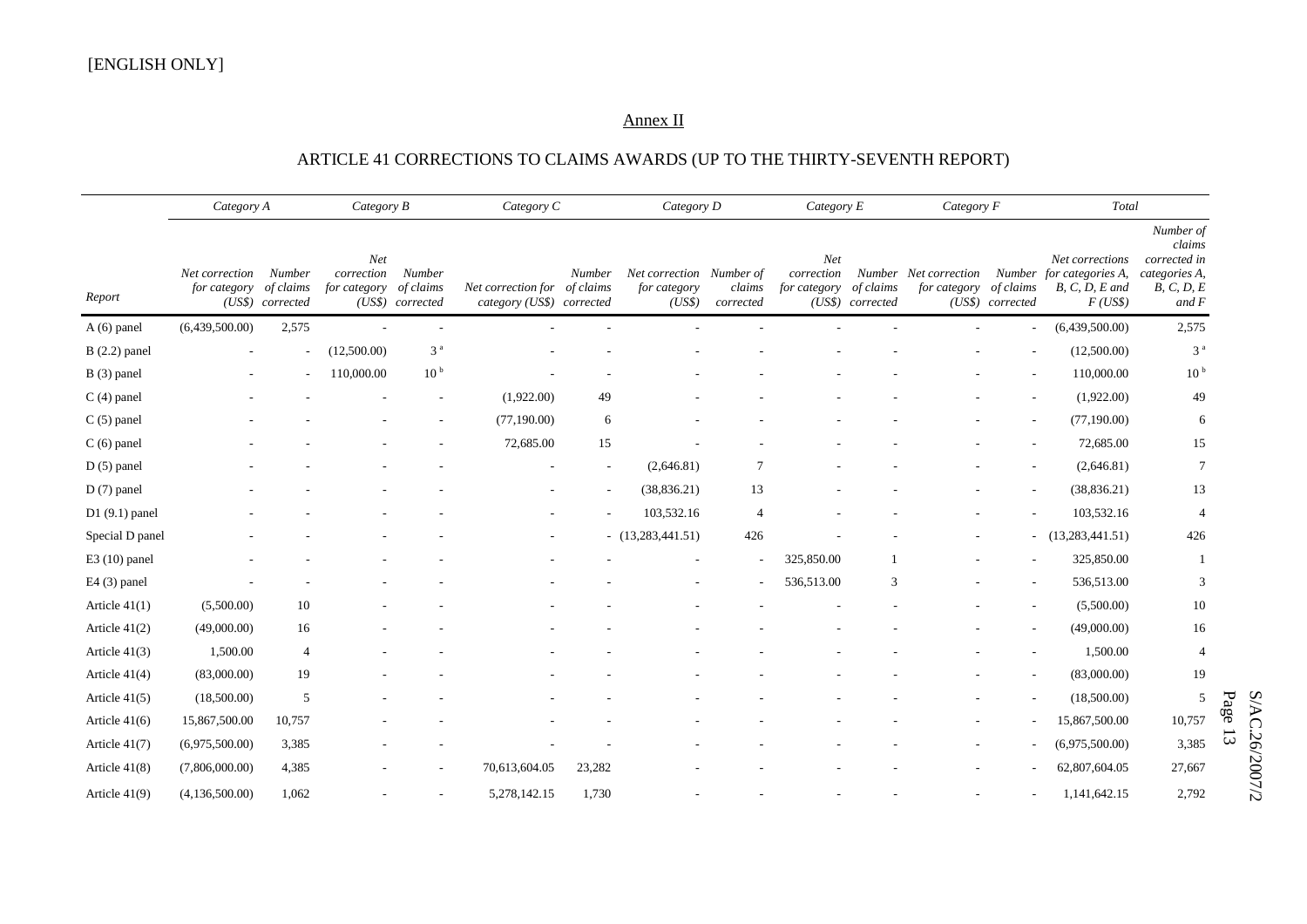[ENGLISH ONLY]

## Annex II

### ARTICLE 41 CORRECTIONS TO CLAIMS AWARDS (UP TO THE THIRTY-SEVENTH REPORT)

| | *Category A* | | *Category B* | | *Category C* | | *Category D* | | *Category E* | | *Category F* | | *Total* | |
|---|---|---|---|---|---|---|---|---|---|---|---|---|---|---|
| *Report* | *Net correction for category (US$)* | *Number of claims corrected* | *Net correction for category (US$)* | *Number of claims corrected* | *Net correction for category (US$)* | *Number of claims corrected* | *Net correction for category (US$)* | *Number of claims corrected* | *Net correction for category (US$)* | *Number of claims corrected* | *Net correction for category (US$)* | *Number of claims corrected* | *Net corrections for categories A, B, C, D, E and F (US$)* | *Number of claims corrected in categories A, B, C, D, E and F* |
| A (6) panel | (6,439,500.00) | 2,575 | - | - | - | - | - | - | - | - | - | - | (6,439,500.00) | 2,575 |
| B (2.2) panel | - | - | (12,500.00) | 3 [a] | - | - | - | - | - | - | - | - | (12,500.00) | 3 [a] |
| B (3) panel | - | - | 110,000.00 | 10 [b] | - | - | - | - | - | - | - | - | 110,000.00 | 10 [b] |
| C (4) panel | - | - | - | - | (1,922.00) | 49 | - | - | - | - | - | - | (1,922.00) | 49 |
| C (5) panel | - | - | - | - | (77,190.00) | 6 | - | - | - | - | - | - | (77,190.00) | 6 |
| C (6) panel | - | - | - | - | 72,685.00 | 15 | - | - | - | - | - | - | 72,685.00 | 15 |
| D (5) panel | - | - | - | - | - | - | (2,646.81) | 7 | - | - | - | - | (2,646.81) | 7 |
| D (7) panel | - | - | - | - | - | - | (38,836.21) | 13 | - | - | - | - | (38,836.21) | 13 |
| D1 (9.1) panel | - | - | - | - | - | - | 103,532.16 | 4 | - | - | - | - | 103,532.16 | 4 |
| Special D panel | - | - | - | - | - | - | (13,283,441.51) | 426 | - | - | - | - | (13,283,441.51) | 426 |
| E3 (10) panel | - | - | - | - | - | - | - | - | 325,850.00 | 1 | - | - | 325,850.00 | 1 |
| E4 (3) panel | - | - | - | - | - | - | - | - | 536,513.00 | 3 | - | - | 536,513.00 | 3 |
| Article 41(1) | (5,500.00) | 10 | - | - | - | - | - | - | - | - | - | - | (5,500.00) | 10 |
| Article 41(2) | (49,000.00) | 16 | - | - | - | - | - | - | - | - | - | - | (49,000.00) | 16 |
| Article 41(3) | 1,500.00 | 4 | - | - | - | - | - | - | - | - | - | - | 1,500.00 | 4 |
| Article 41(4) | (83,000.00) | 19 | - | - | - | - | - | - | - | - | - | - | (83,000.00) | 19 |
| Article 41(5) | (18,500.00) | 5 | - | - | - | - | - | - | - | - | - | - | (18,500.00) | 5 |
| Article 41(6) | 15,867,500.00 | 10,757 | - | - | - | - | - | - | - | - | - | - | 15,867,500.00 | 10,757 |
| Article 41(7) | (6,975,500.00) | 3,385 | - | - | - | - | - | - | - | - | - | - | (6,975,500.00) | 3,385 |
| Article 41(8) | (7,806,000.00) | 4,385 | - | - | 70,613,604.05 | 23,282 | - | - | - | - | - | - | 62,807,604.05 | 27,667 |
| Article 41(9) | (4,136,500.00) | 1,062 | - | - | 5,278,142.15 | 1,730 | - | - | - | - | - | - | 1,141,642.15 | 2,792 |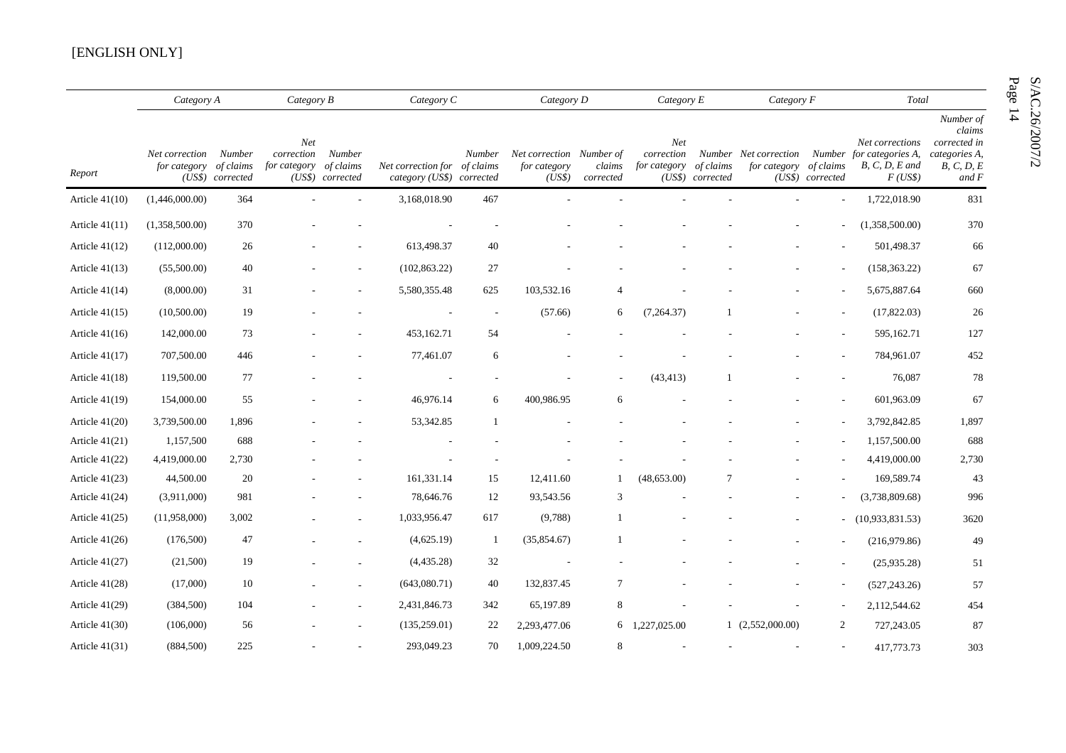[ENGLISH ONLY]

| Report | Category A | | Category B | | Category C | | Category D | | Category E | | Category F | | Total | |
|---|---|---|---|---|---|---|---|---|---|---|---|---|---|---|
| | *Net correction for category (US$)* | *Number of claims corrected* | *Net correction for category (US$)* | *Number of claims corrected* | *Net correction for category (US$)* | *Number of claims corrected* | *Net correction for category (US$)* | *Number of claims corrected* | *Net correction for category (US$)* | *Number of claims corrected* | *Net correction for category (US$)* | *Number of claims corrected* | *Net corrections for categories A, B, C, D, E and F (US$)* | *Number of claims corrected in categories A, B, C, D, E and F* |
| Article 41(10) | (1,446,000.00) | 364 | - | - | 3,168,018.90 | 467 | - | - | - | - | - | - | 1,722,018.90 | 831 |
| Article 41(11) | (1,358,500.00) | 370 | - | - | - | - | - | - | - | - | - | - | (1,358,500.00) | 370 |
| Article 41(12) | (112,000.00) | 26 | - | - | 613,498.37 | 40 | - | - | - | - | - | - | 501,498.37 | 66 |
| Article 41(13) | (55,500.00) | 40 | - | - | (102,863.22) | 27 | - | - | - | - | - | - | (158,363.22) | 67 |
| Article 41(14) | (8,000.00) | 31 | - | - | 5,580,355.48 | 625 | 103,532.16 | 4 | - | - | - | - | 5,675,887.64 | 660 |
| Article 41(15) | (10,500.00) | 19 | - | - | - | - | (57.66) | 6 | (7,264.37) | 1 | - | - | (17,822.03) | 26 |
| Article 41(16) | 142,000.00 | 73 | - | - | 453,162.71 | 54 | - | - | - | - | - | - | 595,162.71 | 127 |
| Article 41(17) | 707,500.00 | 446 | - | - | 77,461.07 | 6 | - | - | - | - | - | - | 784,961.07 | 452 |
| Article 41(18) | 119,500.00 | 77 | - | - | - | - | - | - | (43,413) | 1 | - | - | 76,087 | 78 |
| Article 41(19) | 154,000.00 | 55 | - | - | 46,976.14 | 6 | 400,986.95 | 6 | - | - | - | - | 601,963.09 | 67 |
| Article 41(20) | 3,739,500.00 | 1,896 | - | - | 53,342.85 | 1 | - | - | - | - | - | - | 3,792,842.85 | 1,897 |
| Article 41(21) | 1,157,500 | 688 | - | - | - | - | - | - | - | - | - | - | 1,157,500.00 | 688 |
| Article 41(22) | 4,419,000.00 | 2,730 | - | - | - | - | - | - | - | - | - | - | 4,419,000.00 | 2,730 |
| Article 41(23) | 44,500.00 | 20 | - | - | 161,331.14 | 15 | 12,411.60 | 1 | (48,653.00) | 7 | - | - | 169,589.74 | 43 |
| Article 41(24) | (3,911,000) | 981 | - | - | 78,646.76 | 12 | 93,543.56 | 3 | - | - | - | - | (3,738,809.68) | 996 |
| Article 41(25) | (11,958,000) | 3,002 | - | - | 1,033,956.47 | 617 | (9,788) | 1 | - | - | - | - | (10,933,831.53) | 3620 |
| Article 41(26) | (176,500) | 47 | - | - | (4,625.19) | 1 | (35,854.67) | 1 | - | - | - | - | (216,979.86) | 49 |
| Article 41(27) | (21,500) | 19 | - | - | (4,435.28) | 32 | - | - | - | - | - | - | (25,935.28) | 51 |
| Article 41(28) | (17,000) | 10 | - | - | (643,080.71) | 40 | 132,837.45 | 7 | - | - | - | - | (527,243.26) | 57 |
| Article 41(29) | (384,500) | 104 | - | - | 2,431,846.73 | 342 | 65,197.89 | 8 | - | - | - | - | 2,112,544.62 | 454 |
| Article 41(30) | (106,000) | 56 | - | - | (135,259.01) | 22 | 2,293,477.06 | 6 | 1,227,025.00 | 1 | (2,552,000.00) | 2 | 727,243.05 | 87 |
| Article 41(31) | (884,500) | 225 | - | - | 293,049.23 | 70 | 1,009,224.50 | 8 | - | - | - | - | 417,773.73 | 303 |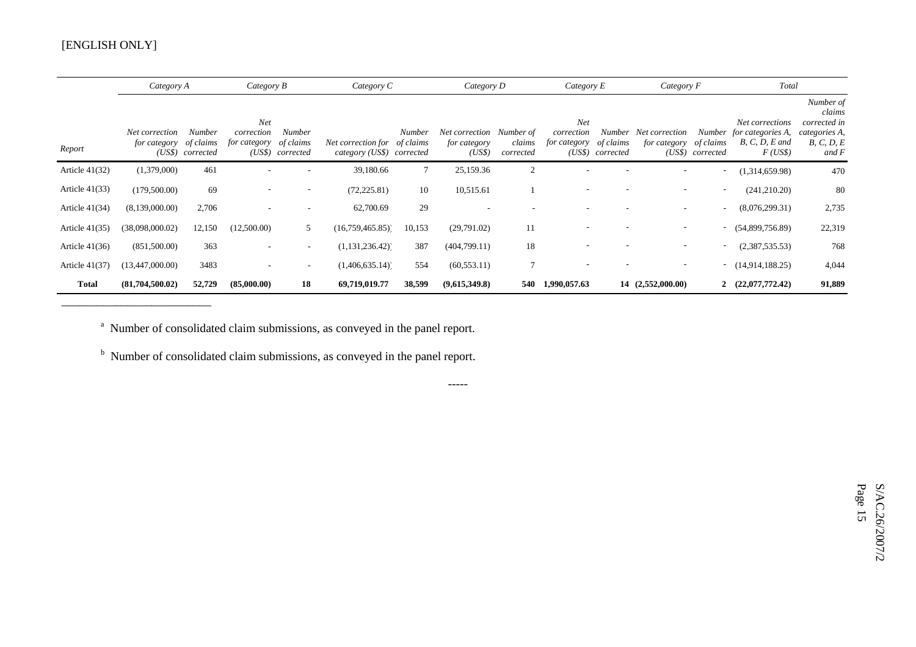[ENGLISH ONLY]

| | *Category A* | | *Category B* | | *Category C* | | *Category D* | | *Category E* | | *Category F* | | *Total* | |
|---|---|---|---|---|---|---|---|---|---|---|---|---|---|---|
| *Report* | *Net correction for category (US$)* | *Number of claims corrected* | *Net correction for category (US$)* | *Number of claims corrected* | *Net correction for category (US$)* | *Number of claims corrected* | *Net correction for category (US$)* | *Number of claims corrected* | *Net correction for category (US$)* | *Number of claims corrected* | *Net correction for category (US$)* | *Number of claims corrected* | *Net corrections for categories A, B, C, D, E and F (US$)* | *Number of claims corrected in categories A, B, C, D, E and F* |
| Article 41(32) | (1,379,000) | 461 | - | - | 39,180.66 | 7 | 25,159.36 | 2 | - | - | - | - | (1,314,659.98) | 470 |
| Article 41(33) | (179,500.00) | 69 | - | - | (72,225.81) | 10 | 10,515.61 | 1 | - | - | - | - | (241,210.20) | 80 |
| Article 41(34) | (8,139,000.00) | 2,706 | - | - | 62,700.69 | 29 | - | - | - | - | - | - | (8,076,299.31) | 2,735 |
| Article 41(35) | (38,098,000.02) | 12,150 | (12,500.00) | 5 | (16,759,465.85) | 10,153 | (29,791.02) | 11 | - | - | - | - | (54,899,756.89) | 22,319 |
| Article 41(36) | (851,500.00) | 363 | - | - | (1,131,236.42) | 387 | (404,799.11) | 18 | - | - | - | - | (2,387,535.53) | 768 |
| Article 41(37) | (13,447,000.00) | 3483 | - | - | (1,406,635.14) | 554 | (60,553.11) | 7 | - | - | - | - | (14,914,188.25) | 4,044 |
| **Total** | **(81,704,500.02)** | **52,729** | **(85,000.00)** | **18** | **69,719,019.77** | **38,599** | **(9,615,349.8)** | **540** | **1,990,057.63** | **14** | **(2,552,000.00)** | **2** | **(22,077,772.42)** | **91,889** |

---

[a] Number of consolidated claim submissions, as conveyed in the panel report.

[b] Number of consolidated claim submissions, as conveyed in the panel report.

-----